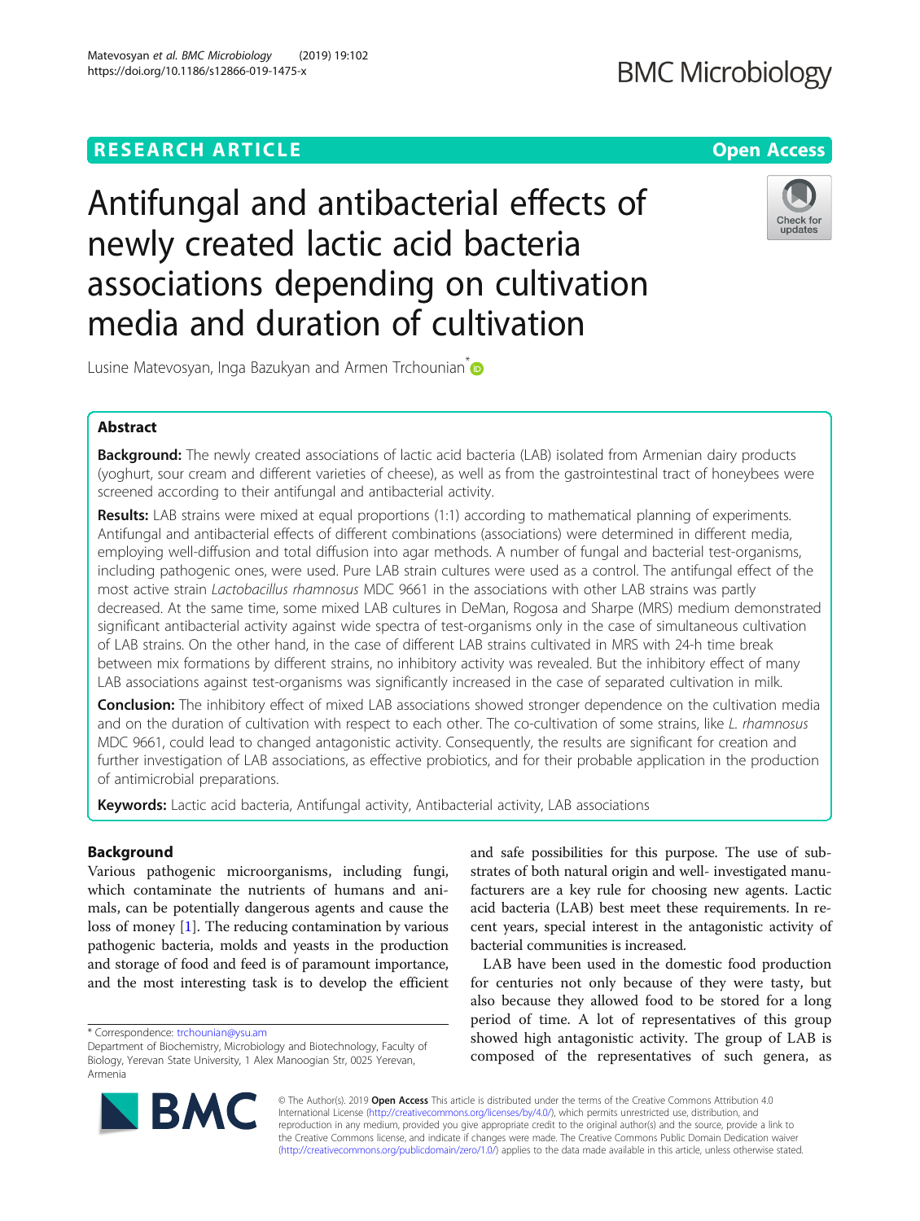RESEARCH ARTICLE

Open Access

# Antifungal and antibacterial effects of newly created lactic acid bacteria associations depending on cultivation media and duration of cultivation

Lusine Matevosyan, Inga Bazukyan and Armen Trchounian*

## Abstract

**Background:** The newly created associations of lactic acid bacteria (LAB) isolated from Armenian dairy products (yoghurt, sour cream and different varieties of cheese), as well as from the gastrointestinal tract of honeybees were screened according to their antifungal and antibacterial activity.

**Results:** LAB strains were mixed at equal proportions (1:1) according to mathematical planning of experiments. Antifungal and antibacterial effects of different combinations (associations) were determined in different media, employing well-diffusion and total diffusion into agar methods. A number of fungal and bacterial test-organisms, including pathogenic ones, were used. Pure LAB strain cultures were used as a control. The antifungal effect of the most active strain *Lactobacillus rhamnosus* MDC 9661 in the associations with other LAB strains was partly decreased. At the same time, some mixed LAB cultures in DeMan, Rogosa and Sharpe (MRS) medium demonstrated significant antibacterial activity against wide spectra of test-organisms only in the case of simultaneous cultivation of LAB strains. On the other hand, in the case of different LAB strains cultivated in MRS with 24-h time break between mix formations by different strains, no inhibitory activity was revealed. But the inhibitory effect of many LAB associations against test-organisms was significantly increased in the case of separated cultivation in milk.

**Conclusion:** The inhibitory effect of mixed LAB associations showed stronger dependence on the cultivation media and on the duration of cultivation with respect to each other. The co-cultivation of some strains, like *L. rhamnosus* MDC 9661, could lead to changed antagonistic activity. Consequently, the results are significant for creation and further investigation of LAB associations, as effective probiotics, and for their probable application in the production of antimicrobial preparations.

**Keywords:** Lactic acid bacteria, Antifungal activity, Antibacterial activity, LAB associations

## Background

Various pathogenic microorganisms, including fungi, which contaminate the nutrients of humans and animals, can be potentially dangerous agents and cause the loss of money [1]. The reducing contamination by various pathogenic bacteria, molds and yeasts in the production and storage of food and feed is of paramount importance, and the most interesting task is to develop the efficient and safe possibilities for this purpose. The use of substrates of both natural origin and well- investigated manufacturers are a key rule for choosing new agents. Lactic acid bacteria (LAB) best meet these requirements. In recent years, special interest in the antagonistic activity of bacterial communities is increased.

LAB have been used in the domestic food production for centuries not only because of they were tasty, but also because they allowed food to be stored for a long period of time. A lot of representatives of this group showed high antagonistic activity. The group of LAB is composed of the representatives of such genera, as

* Correspondence: trchounian@ysu.am
Department of Biochemistry, Microbiology and Biotechnology, Faculty of Biology, Yerevan State University, 1 Alex Manoogian Str, 0025 Yerevan, Armenia

© The Author(s). 2019 **Open Access** This article is distributed under the terms of the Creative Commons Attribution 4.0 International License (http://creativecommons.org/licenses/by/4.0/), which permits unrestricted use, distribution, and reproduction in any medium, provided you give appropriate credit to the original author(s) and the source, provide a link to the Creative Commons license, and indicate if changes were made. The Creative Commons Public Domain Dedication waiver (http://creativecommons.org/publicdomain/zero/1.0/) applies to the data made available in this article, unless otherwise stated.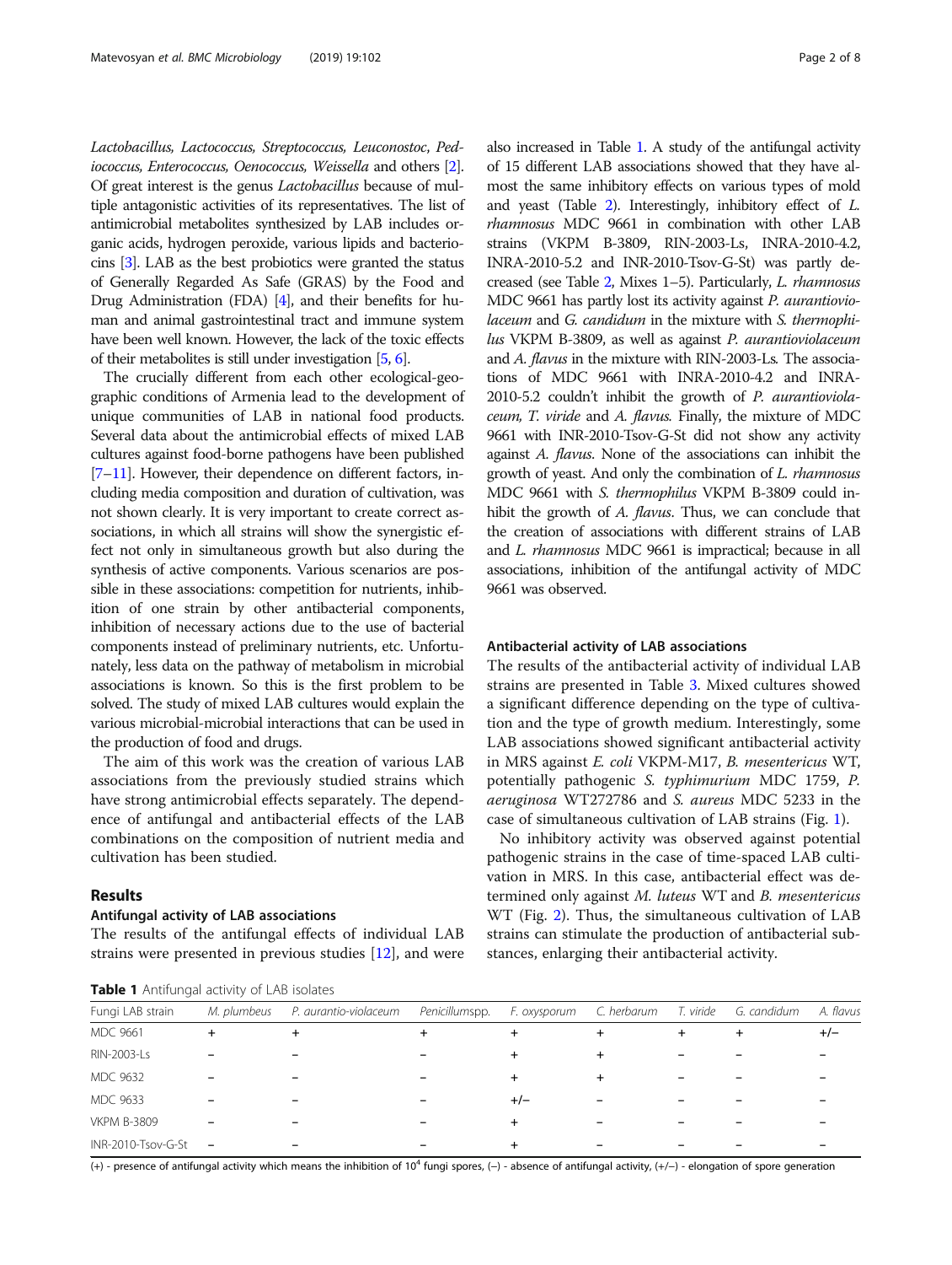*Lactobacillus, Lactococcus, Streptococcus, Leuconostoc*, *Pediococcus, Enterococcus, Oenococcus, Weissella* and others [2]. Of great interest is the genus *Lactobacillus* because of multiple antagonistic activities of its representatives. The list of antimicrobial metabolites synthesized by LAB includes organic acids, hydrogen peroxide, various lipids and bacteriocins [3]. LAB as the best probiotics were granted the status of Generally Regarded As Safe (GRAS) by the Food and Drug Administration (FDA) [4], and their benefits for human and animal gastrointestinal tract and immune system have been well known. However, the lack of the toxic effects of their metabolites is still under investigation [5, 6].

The crucially different from each other ecological-geographic conditions of Armenia lead to the development of unique communities of LAB in national food products. Several data about the antimicrobial effects of mixed LAB cultures against food-borne pathogens have been published [7–11]. However, their dependence on different factors, including media composition and duration of cultivation, was not shown clearly. It is very important to create correct associations, in which all strains will show the synergistic effect not only in simultaneous growth but also during the synthesis of active components. Various scenarios are possible in these associations: competition for nutrients, inhibition of one strain by other antibacterial components, inhibition of necessary actions due to the use of bacterial components instead of preliminary nutrients, etc. Unfortunately, less data on the pathway of metabolism in microbial associations is known. So this is the first problem to be solved. The study of mixed LAB cultures would explain the various microbial-microbial interactions that can be used in the production of food and drugs.

The aim of this work was the creation of various LAB associations from the previously studied strains which have strong antimicrobial effects separately. The dependence of antifungal and antibacterial effects of the LAB combinations on the composition of nutrient media and cultivation has been studied.

## Results

### Antifungal activity of LAB associations

The results of the antifungal effects of individual LAB strains were presented in previous studies [12], and were also increased in Table 1. A study of the antifungal activity of 15 different LAB associations showed that they have almost the same inhibitory effects on various types of mold and yeast (Table 2). Interestingly, inhibitory effect of *L. rhamnosus* MDC 9661 in combination with other LAB strains (VKPM B-3809, RIN-2003-Ls, INRA-2010-4.2, INRA-2010-5.2 and INR-2010-Tsov-G-St) was partly decreased (see Table 2, Mixes 1–5). Particularly, *L. rhamnosus* MDC 9661 has partly lost its activity against *P. aurantioviolaceum* and *G. candidum* in the mixture with *S. thermophilus* VKPM B-3809, as well as against *P. aurantioviolaceum* and *A. flavus* in the mixture with RIN-2003-Ls. The associations of MDC 9661 with INRA-2010-4.2 and INRA-2010-5.2 couldn't inhibit the growth of *P. aurantioviolaceum, T. viride* and *A. flavus*. Finally, the mixture of MDC 9661 with INR-2010-Tsov-G-St did not show any activity against *A. flavus*. None of the associations can inhibit the growth of yeast. And only the combination of *L. rhamnosus* MDC 9661 with *S. thermophilus* VKPM B-3809 could inhibit the growth of *A. flavus*. Thus, we can conclude that the creation of associations with different strains of LAB and *L. rhamnosus* MDC 9661 is impractical; because in all associations, inhibition of the antifungal activity of MDC 9661 was observed.

### Antibacterial activity of LAB associations

The results of the antibacterial activity of individual LAB strains are presented in Table 3. Mixed cultures showed a significant difference depending on the type of cultivation and the type of growth medium. Interestingly, some LAB associations showed significant antibacterial activity in MRS against *E. coli* VKPM-M17, *B. mesentericus* WT, potentially pathogenic *S. typhimurium* MDC 1759, *P. aeruginosa* WT272786 and *S. aureus* MDC 5233 in the case of simultaneous cultivation of LAB strains (Fig. 1).

No inhibitory activity was observed against potential pathogenic strains in the case of time-spaced LAB cultivation in MRS. In this case, antibacterial effect was determined only against *M. luteus* WT and *B. mesentericus* WT (Fig. 2). Thus, the simultaneous cultivation of LAB strains can stimulate the production of antibacterial substances, enlarging their antibacterial activity.

**Table 1** Antifungal activity of LAB isolates

| Fungi LAB strain | *M. plumbeus* | *P. aurantio-violaceum* | *Penicillum*spp. | *F. oxysporum* | *C. herbarum* | *T. viride* | *G. candidum* | *A. flavus* |
|---|---|---|---|---|---|---|---|---|
| MDC 9661 | + | + | + | + | + | + | + | +/– |
| RIN-2003-Ls | – | – | – | + | + | – | – | – |
| MDC 9632 | – | – | – | + | + | – | – | – |
| MDC 9633 | – | – | – | +/– | – | – | – | – |
| VKPM B-3809 | – | – | – | + | – | – | – | – |
| INR-2010-Tsov-G-St | – | – | – | + | – | – | – | – |

(+) - presence of antifungal activity which means the inhibition of $10^4$ fungi spores, (–) - absence of antifungal activity, (+/–) - elongation of spore generation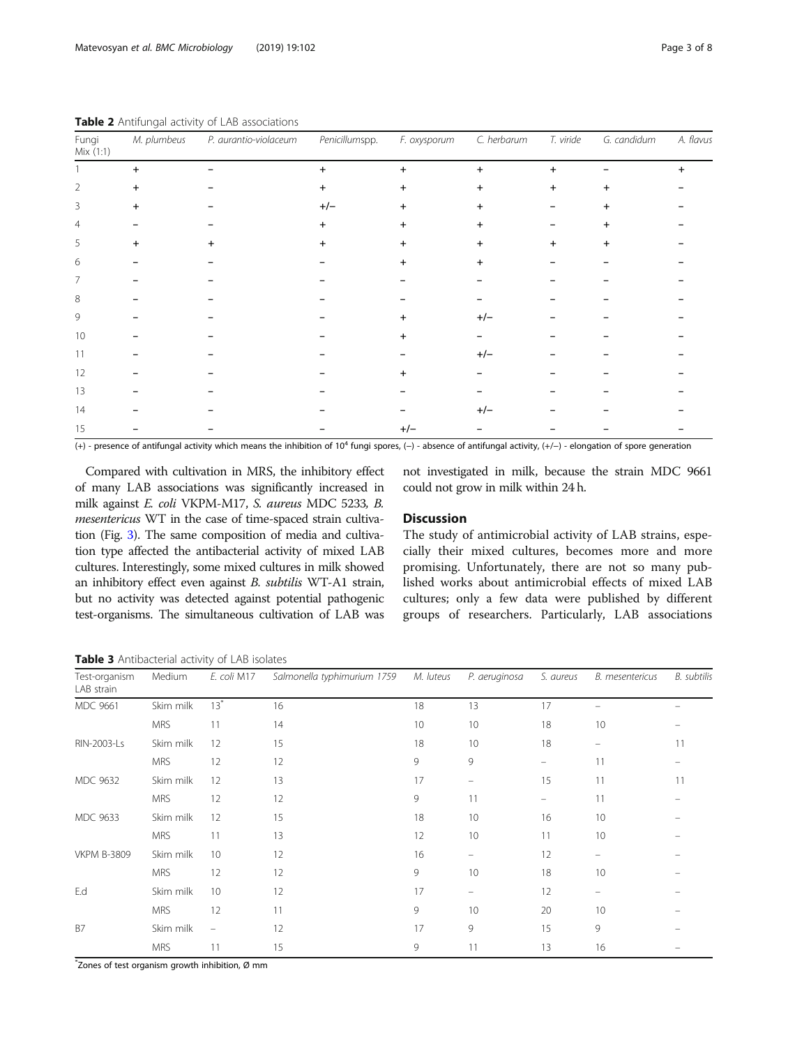**Table 2** Antifungal activity of LAB associations

| Fungi<br>Mix (1:1) | *M. plumbeus* | *P. aurantio-violaceum* | *Penicillum*spp. | *F. oxysporum* | *C. herbarum* | *T. viride* | *G. candidum* | *A. flavus* |
|---|---|---|---|---|---|---|---|---|
| 1 | + | – | + | + | + | + | – | + |
| 2 | + | – | + | + | + | + | + | – |
| 3 | + | – | +/– | + | + | – | + | – |
| 4 | – | – | + | + | + | – | + | – |
| 5 | + | + | + | + | + | + | + | – |
| 6 | – | – | – | + | + | – | – | – |
| 7 | – | – | – | – | – | – | – | – |
| 8 | – | – | – | – | – | – | – | – |
| 9 | – | – | – | + | +/– | – | – | – |
| 10 | – | – | – | + | – | – | – | – |
| 11 | – | – | – | – | +/– | – | – | – |
| 12 | – | – | – | + | – | – | – | – |
| 13 | – | – | – | – | – | – | – | – |
| 14 | – | – | – | – | +/– | – | – | – |
| 15 | – | – | – | +/– | – | – | – | – |

(+) - presence of antifungal activity which means the inhibition of $10^4$ fungi spores, (–) - absence of antifungal activity, (+/–) - elongation of spore generation

Compared with cultivation in MRS, the inhibitory effect of many LAB associations was significantly increased in milk against *E. coli* VKPM-M17, *S. aureus* MDC 5233, *B. mesentericus* WT in the case of time-spaced strain cultivation (Fig. 3). The same composition of media and cultivation type affected the antibacterial activity of mixed LAB cultures. Interestingly, some mixed cultures in milk showed an inhibitory effect even against *B. subtilis* WT-A1 strain, but no activity was detected against potential pathogenic test-organisms. The simultaneous cultivation of LAB was not investigated in milk, because the strain MDC 9661 could not grow in milk within 24 h.

## Discussion

The study of antimicrobial activity of LAB strains, especially their mixed cultures, becomes more and more promising. Unfortunately, there are not so many published works about antimicrobial effects of mixed LAB cultures; only a few data were published by different groups of researchers. Particularly, LAB associations

**Table 3** Antibacterial activity of LAB isolates

| Test-organism<br>LAB strain | Medium | *E. coli* M17 | *Salmonella typhimurium* 1759 | *M. luteus* | *P. aeruginosa* | *S. aureus* | *B. mesentericus* | *B. subtilis* |
|---|---|---|---|---|---|---|---|---|
| MDC 9661 | Skim milk | 13* | 16 | 18 | 13 | 17 | – | – |
| | MRS | 11 | 14 | 10 | 10 | 18 | 10 | – |
| RIN-2003-Ls | Skim milk | 12 | 15 | 18 | 10 | 18 | – | 11 |
| | MRS | 12 | 12 | 9 | 9 | – | 11 | – |
| MDC 9632 | Skim milk | 12 | 13 | 17 | – | 15 | 11 | 11 |
| | MRS | 12 | 12 | 9 | 11 | – | 11 | – |
| MDC 9633 | Skim milk | 12 | 15 | 18 | 10 | 16 | 10 | – |
| | MRS | 11 | 13 | 12 | 10 | 11 | 10 | – |
| VKPM B-3809 | Skim milk | 10 | 12 | 16 | – | 12 | – | – |
| | MRS | 12 | 12 | 9 | 10 | 18 | 10 | – |
| E.d | Skim milk | 10 | 12 | 17 | – | 12 | – | – |
| | MRS | 12 | 11 | 9 | 10 | 20 | 10 | – |
| B7 | Skim milk | – | 12 | 17 | 9 | 15 | 9 | – |
| | MRS | 11 | 15 | 9 | 11 | 13 | 16 | – |

*Zones of test organism growth inhibition, Ø mm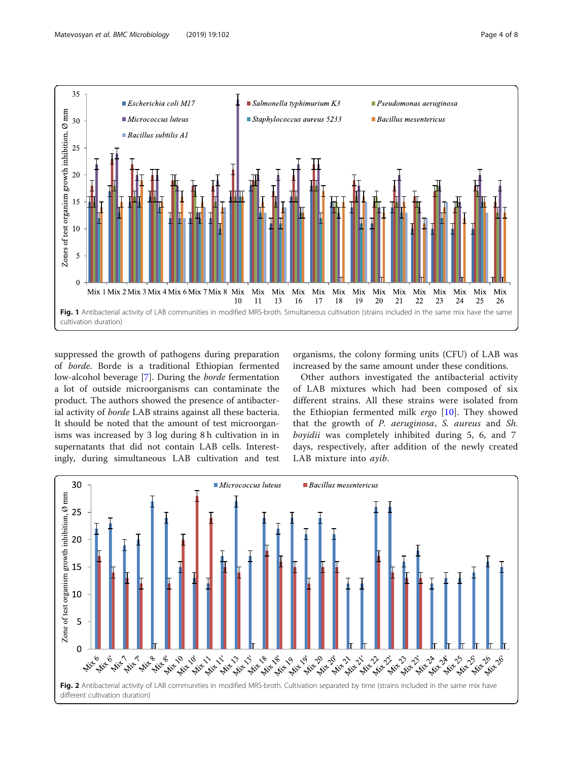Fig. 1 Antibacterial activity of LAB communities in modified MRS-broth. Simultaneous cultivation (strains included in the same mix have the same cultivation duration)

suppressed the growth of pathogens during preparation of *borde*. Borde is a traditional Ethiopian fermented low-alcohol beverage [7]. During the *borde* fermentation a lot of outside microorganisms can contaminate the product. The authors showed the presence of antibacterial activity of *borde* LAB strains against all these bacteria. It should be noted that the amount of test microorganisms was increased by 3 log during 8 h cultivation in in supernatants that did not contain LAB cells. Interestingly, during simultaneous LAB cultivation and test organisms, the colony forming units (CFU) of LAB was increased by the same amount under these conditions.

Other authors investigated the antibacterial activity of LAB mixtures which had been composed of six different strains. All these strains were isolated from the Ethiopian fermented milk *ergo* [10]. They showed that the growth of *P. aeruginosa*, *S. aureus* and *Sh. boyidii* was completely inhibited during 5, 6, and 7 days, respectively, after addition of the newly created LAB mixture into *ayib*.

Fig. 2 Antibacterial activity of LAB communities in modified MRS-broth. Cultivation separated by time (strains included in the same mix have different cultivation duration)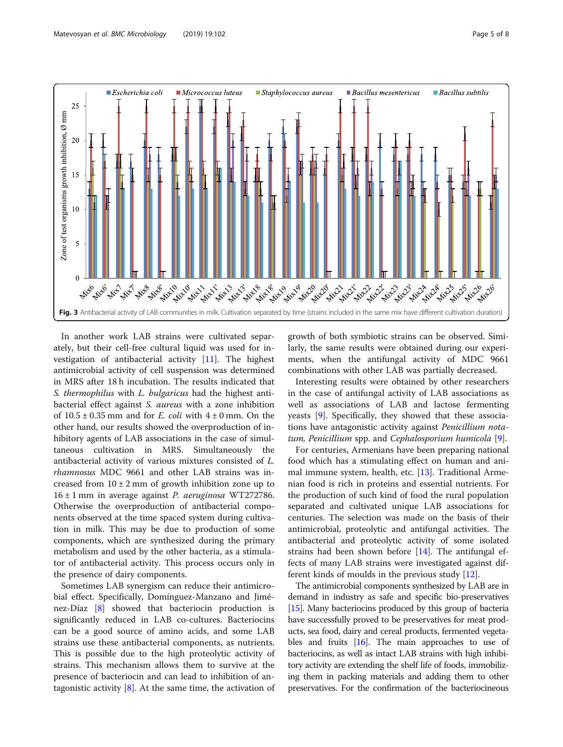**Fig. 3** Antibacterial activity of LAB communities in milk. Cultivation separated by time (strains included in the same mix have different cultivation duration)

In another work LAB strains were cultivated separately, but their cell-free cultural liquid was used for investigation of antibacterial activity [11]. The highest antimicrobial activity of cell suspension was determined in MRS after 18 h incubation. The results indicated that *S. thermophilus* with *L. bulgaricus* had the highest antibacterial effect against *S. aureus* with a zone inhibition of 10.5 ± 0.35 mm and for *E. coli* with 4 ± 0 mm. On the other hand, our results showed the overproduction of inhibitory agents of LAB associations in the case of simultaneous cultivation in MRS. Simultaneously the antibacterial activity of various mixtures consisted of *L. rhamnosus* MDC 9661 and other LAB strains was increased from 10 ± 2 mm of growth inhibition zone up to 16 ± 1 mm in average against *P. aeruginosa* WT272786. Otherwise the overproduction of antibacterial components observed at the time spaced system during cultivation in milk. This may be due to production of some components, which are synthesized during the primary metabolism and used by the other bacteria, as a stimulator of antibacterial activity. This process occurs only in the presence of dairy components.

Sometimes LAB synergism can reduce their antimicrobial effect. Specifically, Domínguez-Manzano and Jiménez-Díaz [8] showed that bacteriocin production is significantly reduced in LAB co-cultures. Bacteriocins can be a good source of amino acids, and some LAB strains use these antibacterial components, as nutrients. This is possible due to the high proteolytic activity of strains. This mechanism allows them to survive at the presence of bacteriocin and can lead to inhibition of antagonistic activity [8]. At the same time, the activation of growth of both symbiotic strains can be observed. Similarly, the same results were obtained during our experiments, when the antifungal activity of MDC 9661 combinations with other LAB was partially decreased.

Interesting results were obtained by other researchers in the case of antifungal activity of LAB associations as well as associations of LAB and lactose fermenting yeasts [9]. Specifically, they showed that these associations have antagonistic activity against *Penicillium notatum, Penicillium* spp. and *Cephalosporium humicola* [9].

For centuries, Armenians have been preparing national food which has a stimulating effect on human and animal immune system, health, etc. [13]. Traditional Armenian food is rich in proteins and essential nutrients. For the production of such kind of food the rural population separated and cultivated unique LAB associations for centuries. The selection was made on the basis of their antimicrobial, proteolytic and antifungal activities. The antibacterial and proteolytic activity of some isolated strains had been shown before [14]. The antifungal effects of many LAB strains were investigated against different kinds of moulds in the previous study [12].

The antimicrobial components synthesized by LAB are in demand in industry as safe and specific bio-preservatives [15]. Many bacteriocins produced by this group of bacteria have successfully proved to be preservatives for meat products, sea food, dairy and cereal products, fermented vegetables and fruits [16]. The main approaches to use of bacteriocins, as well as intact LAB strains with high inhibitory activity are extending the shelf life of foods, immobilizing them in packing materials and adding them to other preservatives. For the confirmation of the bacteriocineous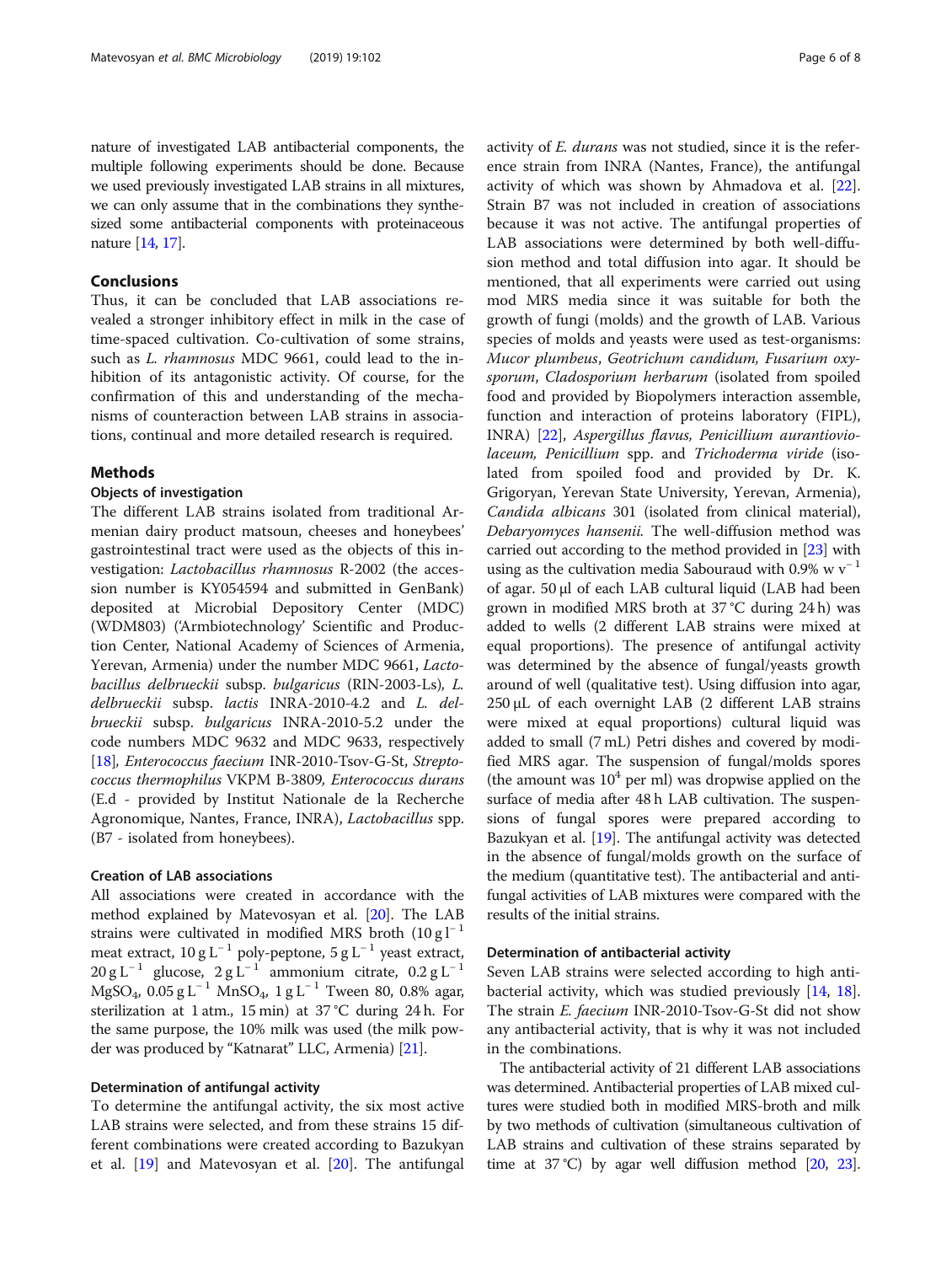nature of investigated LAB antibacterial components, the multiple following experiments should be done. Because we used previously investigated LAB strains in all mixtures, we can only assume that in the combinations they synthesized some antibacterial components with proteinaceous nature [14, 17].

## Conclusions

Thus, it can be concluded that LAB associations revealed a stronger inhibitory effect in milk in the case of time-spaced cultivation. Co-cultivation of some strains, such as *L. rhamnosus* MDC 9661, could lead to the inhibition of its antagonistic activity. Of course, for the confirmation of this and understanding of the mechanisms of counteraction between LAB strains in associations, continual and more detailed research is required.

## Methods

### Objects of investigation

The different LAB strains isolated from traditional Armenian dairy product matsoun, cheeses and honeybees' gastrointestinal tract were used as the objects of this investigation: *Lactobacillus rhamnosus* R-2002 (the accession number is KY054594 and submitted in GenBank) deposited at Microbial Depository Center (MDC) (WDM803) ('Armbiotechnology' Scientific and Production Center, National Academy of Sciences of Armenia, Yerevan, Armenia) under the number MDC 9661, *Lactobacillus delbrueckii* subsp. *bulgaricus* (RIN-2003-Ls), *L. delbrueckii* subsp. *lactis* INRA-2010-4.2 and *L. delbrueckii* subsp. *bulgaricus* INRA-2010-5.2 under the code numbers MDC 9632 and MDC 9633, respectively [18], *Enterococcus faecium* INR-2010-Tsov-G-St, *Streptococcus thermophilus* VKPM B-3809, *Enterococcus durans* (E.d - provided by Institut Nationale de la Recherche Agronomique, Nantes, France, INRA), *Lactobacillus* spp. (B7 - isolated from honeybees).

### Creation of LAB associations

All associations were created in accordance with the method explained by Matevosyan et al. [20]. The LAB strains were cultivated in modified MRS broth ($10\,g\,l^{-1}$ meat extract, $10\,g\,L^{-1}$ poly-peptone, $5\,g\,L^{-1}$ yeast extract, $20\,g\,L^{-1}$ glucose, $2\,g\,L^{-1}$ ammonium citrate, $0.2\,g\,L^{-1}$ $MgSO_4$, $0.05\,g\,L^{-1}$ $MnSO_4$, $1\,g\,L^{-1}$ Tween 80, 0.8% agar, sterilization at 1 atm., 15 min) at 37 °C during 24 h. For the same purpose, the 10% milk was used (the milk powder was produced by "Katnarat" LLC, Armenia) [21].

### Determination of antifungal activity

To determine the antifungal activity, the six most active LAB strains were selected, and from these strains 15 different combinations were created according to Bazukyan et al. [19] and Matevosyan et al. [20]. The antifungal activity of *E. durans* was not studied, since it is the reference strain from INRA (Nantes, France), the antifungal activity of which was shown by Ahmadova et al. [22]. Strain B7 was not included in creation of associations because it was not active. The antifungal properties of LAB associations were determined by both well-diffusion method and total diffusion into agar. It should be mentioned, that all experiments were carried out using mod MRS media since it was suitable for both the growth of fungi (molds) and the growth of LAB. Various species of molds and yeasts were used as test-organisms: *Mucor plumbeus*, *Geotrichum candidum*, *Fusarium oxysporum*, *Cladosporium herbarum* (isolated from spoiled food and provided by Biopolymers interaction assemble, function and interaction of proteins laboratory (FIPL), INRA) [22], *Aspergillus flavus*, *Penicillium aurantioviolaceum*, *Penicillium* spp. and *Trichoderma viride* (isolated from spoiled food and provided by Dr. K. Grigoryan, Yerevan State University, Yerevan, Armenia), *Candida albicans* 301 (isolated from clinical material), *Debaryomyces hansenii*. The well-diffusion method was carried out according to the method provided in [23] with using as the cultivation media Sabouraud with 0.9% $w\,v^{-1}$ of agar. 50 μl of each LAB cultural liquid (LAB had been grown in modified MRS broth at 37 °C during 24 h) was added to wells (2 different LAB strains were mixed at equal proportions). The presence of antifungal activity was determined by the absence of fungal/yeasts growth around of well (qualitative test). Using diffusion into agar, 250 μL of each overnight LAB (2 different LAB strains were mixed at equal proportions) cultural liquid was added to small (7 mL) Petri dishes and covered by modified MRS agar. The suspension of fungal/molds spores (the amount was $10^4$ per ml) was dropwise applied on the surface of media after 48 h LAB cultivation. The suspensions of fungal spores were prepared according to Bazukyan et al. [19]. The antifungal activity was detected in the absence of fungal/molds growth on the surface of the medium (quantitative test). The antibacterial and antifungal activities of LAB mixtures were compared with the results of the initial strains.

### Determination of antibacterial activity

Seven LAB strains were selected according to high antibacterial activity, which was studied previously [14, 18]. The strain *E. faecium* INR-2010-Tsov-G-St did not show any antibacterial activity, that is why it was not included in the combinations.

The antibacterial activity of 21 different LAB associations was determined. Antibacterial properties of LAB mixed cultures were studied both in modified MRS-broth and milk by two methods of cultivation (simultaneous cultivation of LAB strains and cultivation of these strains separated by time at 37 °C) by agar well diffusion method [20, 23].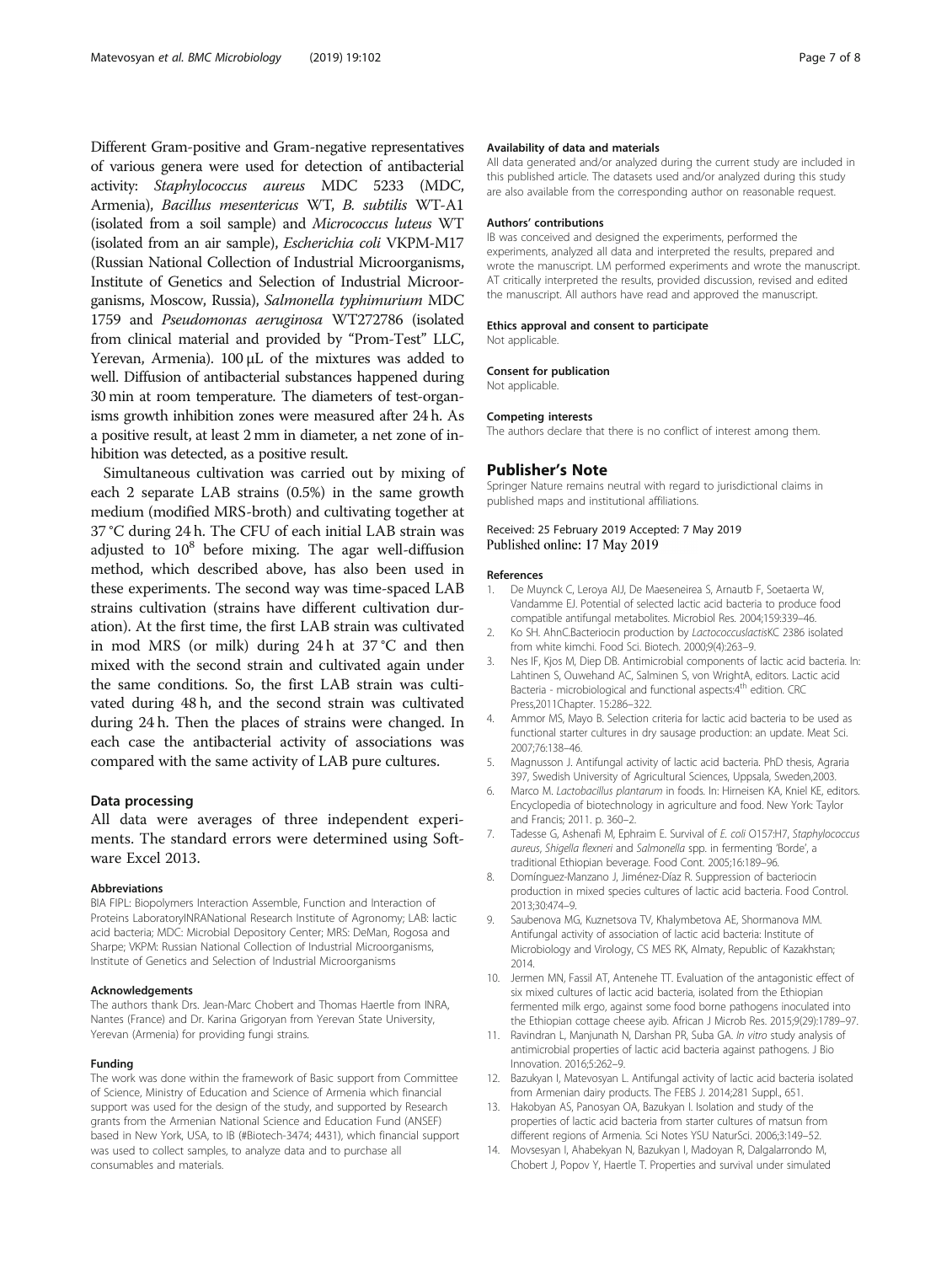Different Gram-positive and Gram-negative representatives of various genera were used for detection of antibacterial activity: *Staphylococcus aureus* MDC 5233 (MDC, Armenia), *Bacillus mesentericus* WT, *B. subtilis* WT-A1 (isolated from a soil sample) and *Micrococcus luteus* WT (isolated from an air sample), *Escherichia coli* VKPM-M17 (Russian National Collection of Industrial Microorganisms, Institute of Genetics and Selection of Industrial Microorganisms, Moscow, Russia), *Salmonella typhimurium* MDC 1759 and *Pseudomonas aeruginosa* WT272786 (isolated from clinical material and provided by "Prom-Test" LLC, Yerevan, Armenia). 100 μL of the mixtures was added to well. Diffusion of antibacterial substances happened during 30 min at room temperature. The diameters of test-organisms growth inhibition zones were measured after 24 h. As a positive result, at least 2 mm in diameter, a net zone of inhibition was detected, as a positive result.

Simultaneous cultivation was carried out by mixing of each 2 separate LAB strains (0.5%) in the same growth medium (modified MRS-broth) and cultivating together at 37 °C during 24 h. The CFU of each initial LAB strain was adjusted to $10^8$ before mixing. The agar well-diffusion method, which described above, has also been used in these experiments. The second way was time-spaced LAB strains cultivation (strains have different cultivation duration). At the first time, the first LAB strain was cultivated in mod MRS (or milk) during 24 h at 37 °C and then mixed with the second strain and cultivated again under the same conditions. So, the first LAB strain was cultivated during 48 h, and the second strain was cultivated during 24 h. Then the places of strains were changed. In each case the antibacterial activity of associations was compared with the same activity of LAB pure cultures.

### Data processing

All data were averages of three independent experiments. The standard errors were determined using Software Excel 2013.

#### Abbreviations

BIA FIPL: Biopolymers Interaction Assemble, Function and Interaction of Proteins LaboratoryINRANational Research Institute of Agronomy; LAB: lactic acid bacteria; MDC: Microbial Depository Center; MRS: DeMan, Rogosa and Sharpe; VKPM: Russian National Collection of Industrial Microorganisms, Institute of Genetics and Selection of Industrial Microorganisms

#### Acknowledgements

The authors thank Drs. Jean-Marc Chobert and Thomas Haertle from INRA, Nantes (France) and Dr. Karina Grigoryan from Yerevan State University, Yerevan (Armenia) for providing fungi strains.

#### Funding

The work was done within the framework of Basic support from Committee of Science, Ministry of Education and Science of Armenia which financial support was used for the design of the study, and supported by Research grants from the Armenian National Science and Education Fund (ANSEF) based in New York, USA, to IB (#Biotech-3474; 4431), which financial support was used to collect samples, to analyze data and to purchase all consumables and materials.

#### Availability of data and materials

All data generated and/or analyzed during the current study are included in this published article. The datasets used and/or analyzed during this study are also available from the corresponding author on reasonable request.

#### Authors' contributions

IB was conceived and designed the experiments, performed the experiments, analyzed all data and interpreted the results, prepared and wrote the manuscript. LM performed experiments and wrote the manuscript. AT critically interpreted the results, provided discussion, revised and edited the manuscript. All authors have read and approved the manuscript.

#### Ethics approval and consent to participate

Not applicable.

#### Consent for publication

Not applicable.

#### Competing interests

The authors declare that there is no conflict of interest among them.

## Publisher's Note

Springer Nature remains neutral with regard to jurisdictional claims in published maps and institutional affiliations.

Received: 25 February 2019 Accepted: 7 May 2019
Published online: 17 May 2019

#### References

1. De Muynck C, Leroya AIJ, De Maeseneirea S, Arnautb F, Soetaerta W, Vandamme EJ. Potential of selected lactic acid bacteria to produce food compatible antifungal metabolites. Microbiol Res. 2004;159:339–46.
2. Ko SH. AhnC.Bacteriocin production by *LactococcuslactisKC* 2386 isolated from white kimchi. Food Sci. Biotech. 2000;9(4):263–9.
3. Nes IF, Kjos M, Diep DB. Antimicrobial components of lactic acid bacteria. In: Lahtinen S, Ouwehand AC, Salminen S, von WrightA, editors. Lactic acid Bacteria - microbiological and functional aspects:4th edition. CRC Press,2011Chapter. 15:286–322.
4. Ammor MS, Mayo B. Selection criteria for lactic acid bacteria to be used as functional starter cultures in dry sausage production: an update. Meat Sci. 2007;76:138–46.
5. Magnusson J. Antifungal activity of lactic acid bacteria. PhD thesis, Agraria 397, Swedish University of Agricultural Sciences, Uppsala, Sweden,2003.
6. Marco M. *Lactobacillus plantarum* in foods. In: Hirneisen KA, Kniel KE, editors. Encyclopedia of biotechnology in agriculture and food. New York: Taylor and Francis; 2011. p. 360–2.
7. Tadesse G, Ashenafi M, Ephraim E. Survival of *E. coli* O157:H7, *Staphylococcus aureus*, *Shigella flexneri* and *Salmonella* spp. in fermenting 'Borde', a traditional Ethiopian beverage. Food Cont. 2005;16:189–96.
8. Domínguez-Manzano J, Jiménez-Díaz R. Suppression of bacteriocin production in mixed species cultures of lactic acid bacteria. Food Control. 2013;30:474–9.
9. Saubenova MG, Kuznetsova TV, Khalymbetova AE, Shormanova MM. Antifungal activity of association of lactic acid bacteria: Institute of Microbiology and Virology, CS MES RK, Almaty, Republic of Kazakhstan; 2014.
10. Jermen MN, Fassil AT, Antenehe TT. Evaluation of the antagonistic effect of six mixed cultures of lactic acid bacteria, isolated from the Ethiopian fermented milk ergo, against some food borne pathogens inoculated into the Ethiopian cottage cheese ayib. African J Microb Res. 2015;9(29):1789–97.
11. Ravindran L, Manjunath N, Darshan PR, Suba GA. *In vitro* study analysis of antimicrobial properties of lactic acid bacteria against pathogens. J Bio Innovation. 2016;5:262–9.
12. Bazukyan I, Matevosyan L. Antifungal activity of lactic acid bacteria isolated from Armenian dairy products. The FEBS J. 2014;281 Suppl., 651.
13. Hakobyan AS, Panosyan OA, Bazukyan I. Isolation and study of the properties of lactic acid bacteria from starter cultures of matsun from different regions of Armenia. Sci Notes YSU NaturSci. 2006;3:149–52.
14. Movsesyan I, Ahabekyan N, Bazukyan I, Madoyan R, Dalgalarrondo M, Chobert J, Popov Y, Haertle T. Properties and survival under simulated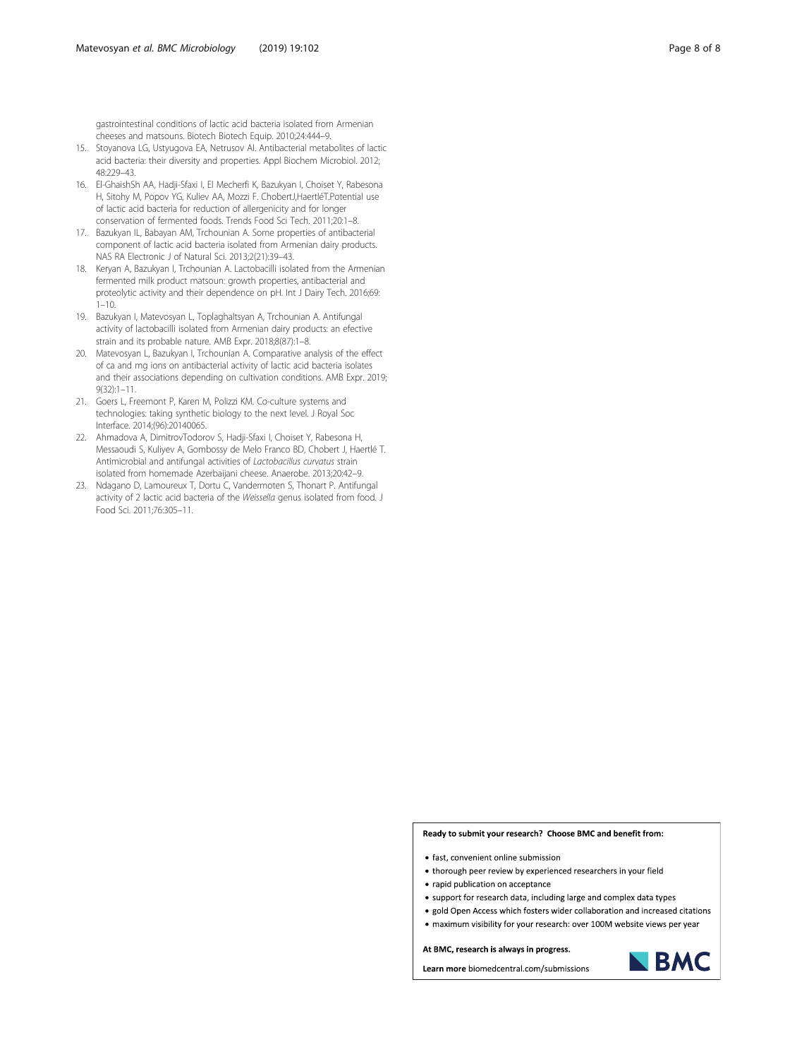gastrointestinal conditions of lactic acid bacteria isolated from Armenian cheeses and matsouns. Biotech Biotech Equip. 2010;24:444–9.

15. Stoyanova LG, Ustyugova EA, Netrusov AI. Antibacterial metabolites of lactic acid bacteria: their diversity and properties. Appl Biochem Microbiol. 2012; 48:229–43.
16. El-GhaishSh AA, Hadji-Sfaxi I, El Mecherfi K, Bazukyan I, Choiset Y, Rabesona H, Sitohy M, Popov YG, Kuliev AA, Mozzi F. ChobertJ,HaertléT.Potential use of lactic acid bacteria for reduction of allergenicity and for longer conservation of fermented foods. Trends Food Sci Tech. 2011;20:1–8.
17. Bazukyan IL, Babayan AM, Trchounian A. Some properties of antibacterial component of lactic acid bacteria isolated from Armenian dairy products. NAS RA Electronic J of Natural Sci. 2013;2(21):39–43.
18. Keryan A, Bazukyan I, Trchounian A. Lactobacilli isolated from the Armenian fermented milk product matsoun: growth properties, antibacterial and proteolytic activity and their dependence on pH. Int J Dairy Tech. 2016;69: 1–10.
19. Bazukyan I, Matevosyan L, Toplaghaltsyan A, Trchounian A. Antifungal activity of lactobacilli isolated from Armenian dairy products: an efective strain and its probable nature. AMB Expr. 2018;8(87):1–8.
20. Matevosyan L, Bazukyan I, Trchounian A. Comparative analysis of the effect of ca and mg ions on antibacterial activity of lactic acid bacteria isolates and their associations depending on cultivation conditions. AMB Expr. 2019; 9(32):1–11.
21. Goers L, Freemont P, Karen M, Polizzi KM. Co-culture systems and technologies: taking synthetic biology to the next level. J Royal Soc Interface. 2014;(96):20140065.
22. Ahmadova A, DimitrovTodorov S, Hadji-Sfaxi I, Choiset Y, Rabesona H, Messaoudi S, Kuliyev A, Gombossy de Melo Franco BD, Chobert J, Haertlé T. Antimicrobial and antifungal activities of *Lactobacillus curvatus* strain isolated from homemade Azerbaijani cheese. Anaerobe. 2013;20:42–9.
23. Ndagano D, Lamoureux T, Dortu C, Vandermoten S, Thonart P. Antifungal activity of 2 lactic acid bacteria of the *Weissella* genus isolated from food. J Food Sci. 2011;76:305–11.

**Ready to submit your research? Choose BMC and benefit from:**

- fast, convenient online submission
- thorough peer review by experienced researchers in your field
- rapid publication on acceptance
- support for research data, including large and complex data types
- gold Open Access which fosters wider collaboration and increased citations
- maximum visibility for your research: over 100M website views per year

**At BMC, research is always in progress.**

**Learn more** biomedcentral.com/submissions

BMC